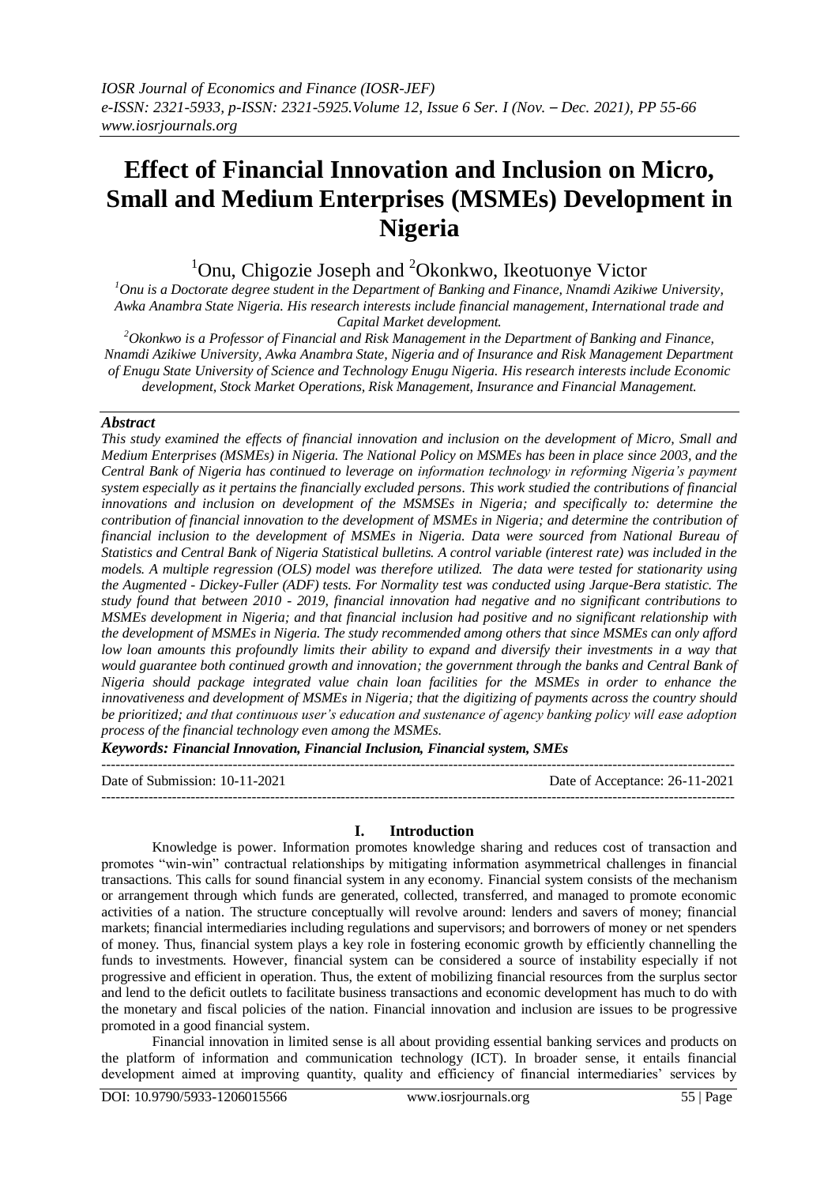# Effect of Financial Innovation and Inclusion on Micro, Small and Medium Enterprises (MSMEs) Development in Nigeria

[1]Onu, Chigozie Joseph and [2]Okonkwo, Ikeotuonye Victor

*[1]Onu is a Doctorate degree student in the Department of Banking and Finance, Nnamdi Azikiwe University, Awka Anambra State Nigeria. His research interests include financial management, International trade and Capital Market development.*

*[2]Okonkwo is a Professor of Financial and Risk Management in the Department of Banking and Finance, Nnamdi Azikiwe University, Awka Anambra State, Nigeria and of Insurance and Risk Management Department of Enugu State University of Science and Technology Enugu Nigeria. His research interests include Economic development, Stock Market Operations, Risk Management, Insurance and Financial Management.*

## *Abstract*

*This study examined the effects of financial innovation and inclusion on the development of Micro, Small and Medium Enterprises (MSMEs) in Nigeria. The National Policy on MSMEs has been in place since 2003, and the Central Bank of Nigeria has continued to leverage on information technology in reforming Nigeria's payment system especially as it pertains the financially excluded persons. This work studied the contributions of financial innovations and inclusion on development of the MSMSEs in Nigeria; and specifically to: determine the contribution of financial innovation to the development of MSMEs in Nigeria; and determine the contribution of financial inclusion to the development of MSMEs in Nigeria. Data were sourced from National Bureau of Statistics and Central Bank of Nigeria Statistical bulletins. A control variable (interest rate) was included in the models. A multiple regression (OLS) model was therefore utilized. The data were tested for stationarity using the Augmented - Dickey-Fuller (ADF) tests. For Normality test was conducted using Jarque-Bera statistic. The study found that between 2010 - 2019, financial innovation had negative and no significant contributions to MSMEs development in Nigeria; and that financial inclusion had positive and no significant relationship with the development of MSMEs in Nigeria. The study recommended among others that since MSMEs can only afford low loan amounts this profoundly limits their ability to expand and diversify their investments in a way that would guarantee both continued growth and innovation; the government through the banks and Central Bank of Nigeria should package integrated value chain loan facilities for the MSMEs in order to enhance the innovativeness and development of MSMEs in Nigeria; that the digitizing of payments across the country should be prioritized; and that continuous user's education and sustenance of agency banking policy will ease adoption process of the financial technology even among the MSMEs.*

***Keywords: Financial Innovation, Financial Inclusion, Financial system, SMEs***

---

Date of Submission: 10-11-2021 Date of Acceptance: 26-11-2021

---

## I. Introduction

Knowledge is power. Information promotes knowledge sharing and reduces cost of transaction and promotes "win-win" contractual relationships by mitigating information asymmetrical challenges in financial transactions. This calls for sound financial system in any economy. Financial system consists of the mechanism or arrangement through which funds are generated, collected, transferred, and managed to promote economic activities of a nation. The structure conceptually will revolve around: lenders and savers of money; financial markets; financial intermediaries including regulations and supervisors; and borrowers of money or net spenders of money. Thus, financial system plays a key role in fostering economic growth by efficiently channelling the funds to investments. However, financial system can be considered a source of instability especially if not progressive and efficient in operation. Thus, the extent of mobilizing financial resources from the surplus sector and lend to the deficit outlets to facilitate business transactions and economic development has much to do with the monetary and fiscal policies of the nation. Financial innovation and inclusion are issues to be progressive promoted in a good financial system.

Financial innovation in limited sense is all about providing essential banking services and products on the platform of information and communication technology (ICT). In broader sense, it entails financial development aimed at improving quantity, quality and efficiency of financial intermediaries' services by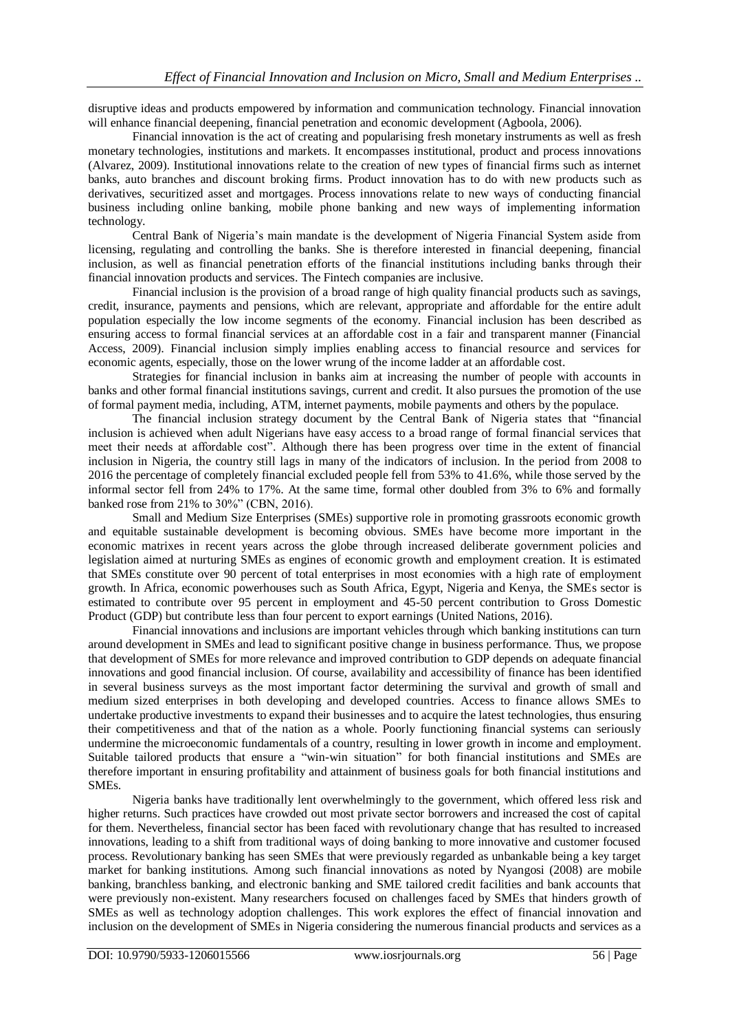disruptive ideas and products empowered by information and communication technology. Financial innovation will enhance financial deepening, financial penetration and economic development (Agboola, 2006).

Financial innovation is the act of creating and popularising fresh monetary instruments as well as fresh monetary technologies, institutions and markets. It encompasses institutional, product and process innovations (Alvarez, 2009). Institutional innovations relate to the creation of new types of financial firms such as internet banks, auto branches and discount broking firms. Product innovation has to do with new products such as derivatives, securitized asset and mortgages. Process innovations relate to new ways of conducting financial business including online banking, mobile phone banking and new ways of implementing information technology.

Central Bank of Nigeria's main mandate is the development of Nigeria Financial System aside from licensing, regulating and controlling the banks. She is therefore interested in financial deepening, financial inclusion, as well as financial penetration efforts of the financial institutions including banks through their financial innovation products and services. The Fintech companies are inclusive.

Financial inclusion is the provision of a broad range of high quality financial products such as savings, credit, insurance, payments and pensions, which are relevant, appropriate and affordable for the entire adult population especially the low income segments of the economy. Financial inclusion has been described as ensuring access to formal financial services at an affordable cost in a fair and transparent manner (Financial Access, 2009). Financial inclusion simply implies enabling access to financial resource and services for economic agents, especially, those on the lower wrung of the income ladder at an affordable cost.

Strategies for financial inclusion in banks aim at increasing the number of people with accounts in banks and other formal financial institutions savings, current and credit. It also pursues the promotion of the use of formal payment media, including, ATM, internet payments, mobile payments and others by the populace.

The financial inclusion strategy document by the Central Bank of Nigeria states that "financial inclusion is achieved when adult Nigerians have easy access to a broad range of formal financial services that meet their needs at affordable cost". Although there has been progress over time in the extent of financial inclusion in Nigeria, the country still lags in many of the indicators of inclusion. In the period from 2008 to 2016 the percentage of completely financial excluded people fell from 53% to 41.6%, while those served by the informal sector fell from 24% to 17%. At the same time, formal other doubled from 3% to 6% and formally banked rose from 21% to 30%" (CBN, 2016).

Small and Medium Size Enterprises (SMEs) supportive role in promoting grassroots economic growth and equitable sustainable development is becoming obvious. SMEs have become more important in the economic matrixes in recent years across the globe through increased deliberate government policies and legislation aimed at nurturing SMEs as engines of economic growth and employment creation. It is estimated that SMEs constitute over 90 percent of total enterprises in most economies with a high rate of employment growth. In Africa, economic powerhouses such as South Africa, Egypt, Nigeria and Kenya, the SMEs sector is estimated to contribute over 95 percent in employment and 45-50 percent contribution to Gross Domestic Product (GDP) but contribute less than four percent to export earnings (United Nations, 2016).

Financial innovations and inclusions are important vehicles through which banking institutions can turn around development in SMEs and lead to significant positive change in business performance. Thus, we propose that development of SMEs for more relevance and improved contribution to GDP depends on adequate financial innovations and good financial inclusion. Of course, availability and accessibility of finance has been identified in several business surveys as the most important factor determining the survival and growth of small and medium sized enterprises in both developing and developed countries. Access to finance allows SMEs to undertake productive investments to expand their businesses and to acquire the latest technologies, thus ensuring their competitiveness and that of the nation as a whole. Poorly functioning financial systems can seriously undermine the microeconomic fundamentals of a country, resulting in lower growth in income and employment. Suitable tailored products that ensure a "win-win situation" for both financial institutions and SMEs are therefore important in ensuring profitability and attainment of business goals for both financial institutions and SMEs.

Nigeria banks have traditionally lent overwhelmingly to the government, which offered less risk and higher returns. Such practices have crowded out most private sector borrowers and increased the cost of capital for them. Nevertheless, financial sector has been faced with revolutionary change that has resulted to increased innovations, leading to a shift from traditional ways of doing banking to more innovative and customer focused process. Revolutionary banking has seen SMEs that were previously regarded as unbankable being a key target market for banking institutions. Among such financial innovations as noted by Nyangosi (2008) are mobile banking, branchless banking, and electronic banking and SME tailored credit facilities and bank accounts that were previously non-existent. Many researchers focused on challenges faced by SMEs that hinders growth of SMEs as well as technology adoption challenges. This work explores the effect of financial innovation and inclusion on the development of SMEs in Nigeria considering the numerous financial products and services as a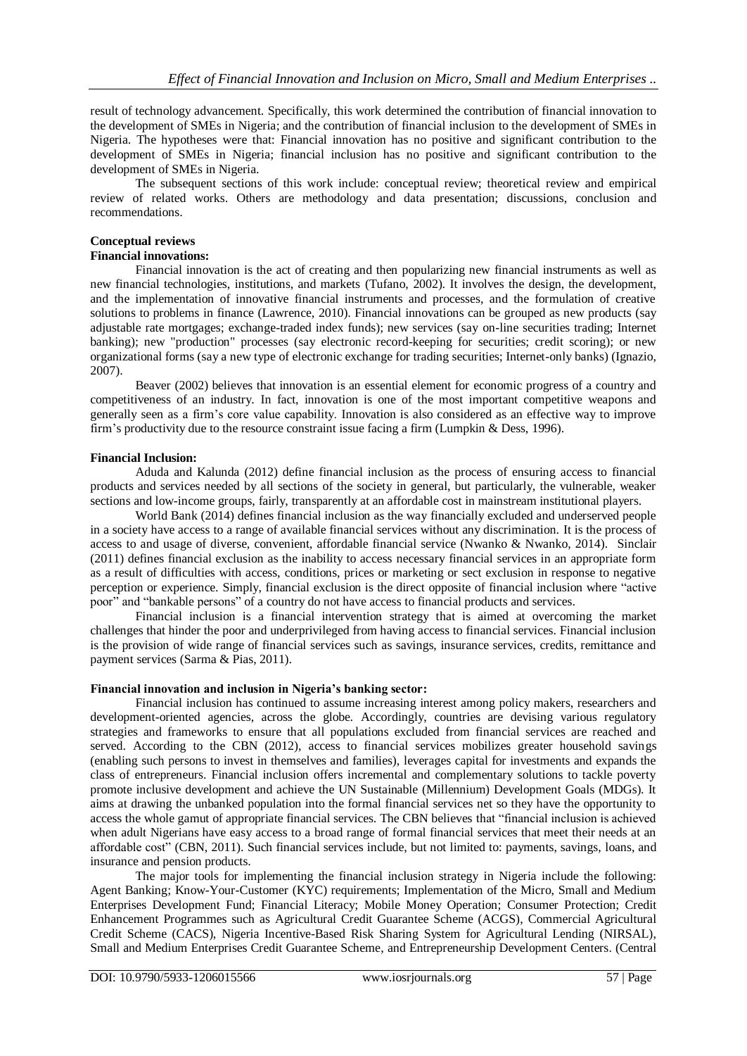result of technology advancement. Specifically, this work determined the contribution of financial innovation to the development of SMEs in Nigeria; and the contribution of financial inclusion to the development of SMEs in Nigeria. The hypotheses were that: Financial innovation has no positive and significant contribution to the development of SMEs in Nigeria; financial inclusion has no positive and significant contribution to the development of SMEs in Nigeria.

The subsequent sections of this work include: conceptual review; theoretical review and empirical review of related works. Others are methodology and data presentation; discussions, conclusion and recommendations.

## Conceptual reviews

### Financial innovations:

Financial innovation is the act of creating and then popularizing new financial instruments as well as new financial technologies, institutions, and markets (Tufano, 2002). It involves the design, the development, and the implementation of innovative financial instruments and processes, and the formulation of creative solutions to problems in finance (Lawrence, 2010). Financial innovations can be grouped as new products (say adjustable rate mortgages; exchange-traded index funds); new services (say on-line securities trading; Internet banking); new "production" processes (say electronic record-keeping for securities; credit scoring); or new organizational forms (say a new type of electronic exchange for trading securities; Internet-only banks) (Ignazio, 2007).

Beaver (2002) believes that innovation is an essential element for economic progress of a country and competitiveness of an industry. In fact, innovation is one of the most important competitive weapons and generally seen as a firm's core value capability. Innovation is also considered as an effective way to improve firm's productivity due to the resource constraint issue facing a firm (Lumpkin & Dess, 1996).

### Financial Inclusion:

Aduda and Kalunda (2012) define financial inclusion as the process of ensuring access to financial products and services needed by all sections of the society in general, but particularly, the vulnerable, weaker sections and low-income groups, fairly, transparently at an affordable cost in mainstream institutional players.

World Bank (2014) defines financial inclusion as the way financially excluded and underserved people in a society have access to a range of available financial services without any discrimination. It is the process of access to and usage of diverse, convenient, affordable financial service (Nwanko & Nwanko, 2014). Sinclair (2011) defines financial exclusion as the inability to access necessary financial services in an appropriate form as a result of difficulties with access, conditions, prices or marketing or sect exclusion in response to negative perception or experience. Simply, financial exclusion is the direct opposite of financial inclusion where "active poor" and "bankable persons" of a country do not have access to financial products and services.

Financial inclusion is a financial intervention strategy that is aimed at overcoming the market challenges that hinder the poor and underprivileged from having access to financial services. Financial inclusion is the provision of wide range of financial services such as savings, insurance services, credits, remittance and payment services (Sarma & Pias, 2011).

### Financial innovation and inclusion in Nigeria's banking sector:

Financial inclusion has continued to assume increasing interest among policy makers, researchers and development-oriented agencies, across the globe. Accordingly, countries are devising various regulatory strategies and frameworks to ensure that all populations excluded from financial services are reached and served. According to the CBN (2012), access to financial services mobilizes greater household savings (enabling such persons to invest in themselves and families), leverages capital for investments and expands the class of entrepreneurs. Financial inclusion offers incremental and complementary solutions to tackle poverty promote inclusive development and achieve the UN Sustainable (Millennium) Development Goals (MDGs). It aims at drawing the unbanked population into the formal financial services net so they have the opportunity to access the whole gamut of appropriate financial services. The CBN believes that "financial inclusion is achieved when adult Nigerians have easy access to a broad range of formal financial services that meet their needs at an affordable cost" (CBN, 2011). Such financial services include, but not limited to: payments, savings, loans, and insurance and pension products.

The major tools for implementing the financial inclusion strategy in Nigeria include the following: Agent Banking; Know-Your-Customer (KYC) requirements; Implementation of the Micro, Small and Medium Enterprises Development Fund; Financial Literacy; Mobile Money Operation; Consumer Protection; Credit Enhancement Programmes such as Agricultural Credit Guarantee Scheme (ACGS), Commercial Agricultural Credit Scheme (CACS), Nigeria Incentive-Based Risk Sharing System for Agricultural Lending (NIRSAL), Small and Medium Enterprises Credit Guarantee Scheme, and Entrepreneurship Development Centers. (Central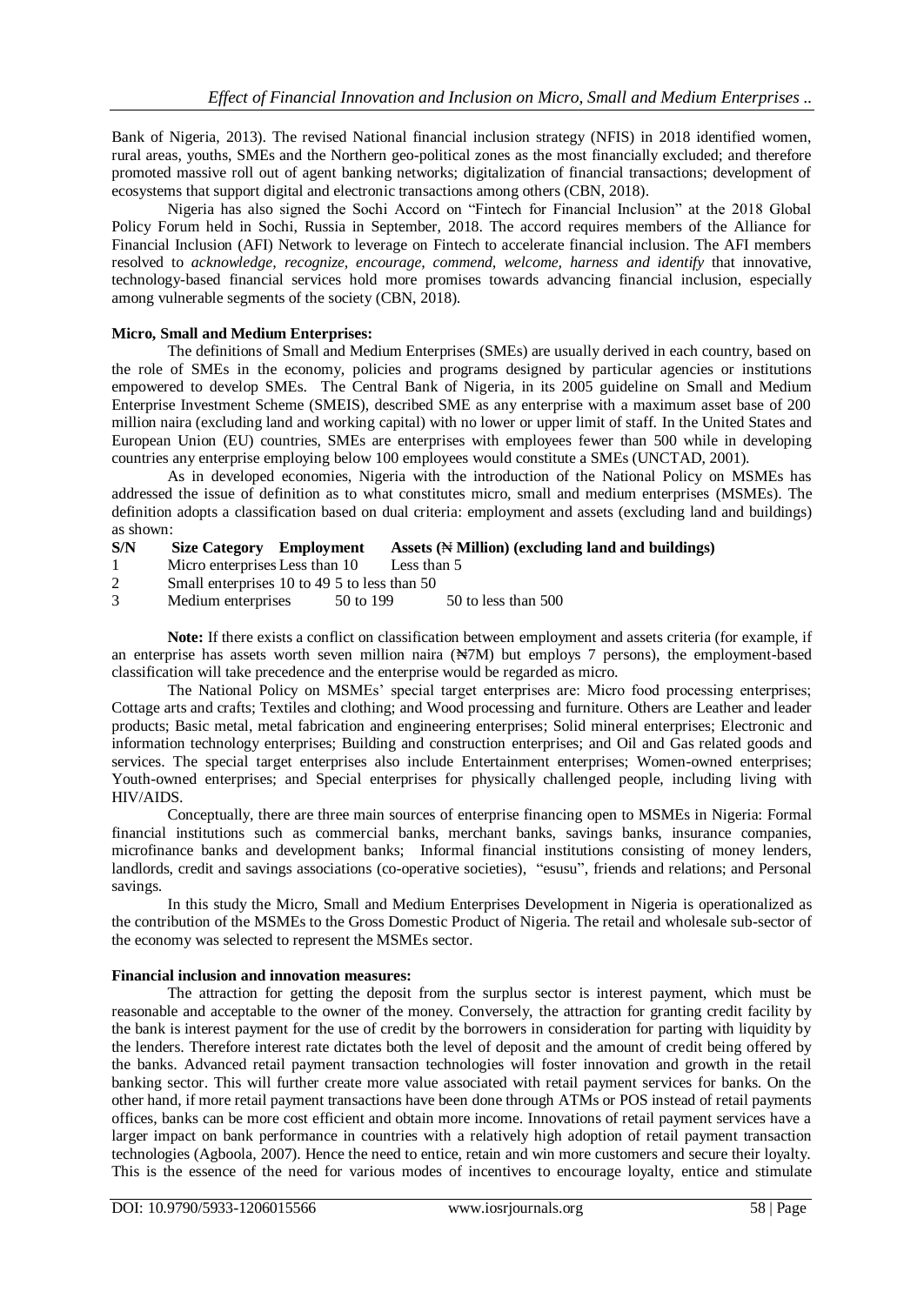Bank of Nigeria, 2013). The revised National financial inclusion strategy (NFIS) in 2018 identified women, rural areas, youths, SMEs and the Northern geo-political zones as the most financially excluded; and therefore promoted massive roll out of agent banking networks; digitalization of financial transactions; development of ecosystems that support digital and electronic transactions among others (CBN, 2018).

Nigeria has also signed the Sochi Accord on "Fintech for Financial Inclusion" at the 2018 Global Policy Forum held in Sochi, Russia in September, 2018. The accord requires members of the Alliance for Financial Inclusion (AFI) Network to leverage on Fintech to accelerate financial inclusion. The AFI members resolved to *acknowledge, recognize, encourage, commend, welcome, harness and identify* that innovative, technology-based financial services hold more promises towards advancing financial inclusion, especially among vulnerable segments of the society (CBN, 2018).

**Micro, Small and Medium Enterprises:**

The definitions of Small and Medium Enterprises (SMEs) are usually derived in each country, based on the role of SMEs in the economy, policies and programs designed by particular agencies or institutions empowered to develop SMEs. The Central Bank of Nigeria, in its 2005 guideline on Small and Medium Enterprise Investment Scheme (SMEIS), described SME as any enterprise with a maximum asset base of 200 million naira (excluding land and working capital) with no lower or upper limit of staff. In the United States and European Union (EU) countries, SMEs are enterprises with employees fewer than 500 while in developing countries any enterprise employing below 100 employees would constitute a SMEs (UNCTAD, 2001).

As in developed economies, Nigeria with the introduction of the National Policy on MSMEs has addressed the issue of definition as to what constitutes micro, small and medium enterprises (MSMEs). The definition adopts a classification based on dual criteria: employment and assets (excluding land and buildings) as shown:

| S/N | Size Category | Employment | Assets (₦ Million) (excluding land and buildings) |
|---|---|---|---|
| 1 | Micro enterprises | Less than 10 | Less than 5 |
| 2 | Small enterprises | 10 to 49 | 5 to less than 50 |
| 3 | Medium enterprises | 50 to 199 | 50 to less than 500 |

**Note:** If there exists a conflict on classification between employment and assets criteria (for example, if an enterprise has assets worth seven million naira (₦7M) but employs 7 persons), the employment-based classification will take precedence and the enterprise would be regarded as micro.

The National Policy on MSMEs' special target enterprises are: Micro food processing enterprises; Cottage arts and crafts; Textiles and clothing; and Wood processing and furniture. Others are Leather and leader products; Basic metal, metal fabrication and engineering enterprises; Solid mineral enterprises; Electronic and information technology enterprises; Building and construction enterprises; and Oil and Gas related goods and services. The special target enterprises also include Entertainment enterprises; Women-owned enterprises; Youth-owned enterprises; and Special enterprises for physically challenged people, including living with HIV/AIDS.

Conceptually, there are three main sources of enterprise financing open to MSMEs in Nigeria: Formal financial institutions such as commercial banks, merchant banks, savings banks, insurance companies, microfinance banks and development banks; Informal financial institutions consisting of money lenders, landlords, credit and savings associations (co-operative societies), "esusu", friends and relations; and Personal savings.

In this study the Micro, Small and Medium Enterprises Development in Nigeria is operationalized as the contribution of the MSMEs to the Gross Domestic Product of Nigeria. The retail and wholesale sub-sector of the economy was selected to represent the MSMEs sector.

**Financial inclusion and innovation measures:**

The attraction for getting the deposit from the surplus sector is interest payment, which must be reasonable and acceptable to the owner of the money. Conversely, the attraction for granting credit facility by the bank is interest payment for the use of credit by the borrowers in consideration for parting with liquidity by the lenders. Therefore interest rate dictates both the level of deposit and the amount of credit being offered by the banks. Advanced retail payment transaction technologies will foster innovation and growth in the retail banking sector. This will further create more value associated with retail payment services for banks. On the other hand, if more retail payment transactions have been done through ATMs or POS instead of retail payments offices, banks can be more cost efficient and obtain more income. Innovations of retail payment services have a larger impact on bank performance in countries with a relatively high adoption of retail payment transaction technologies (Agboola, 2007). Hence the need to entice, retain and win more customers and secure their loyalty. This is the essence of the need for various modes of incentives to encourage loyalty, entice and stimulate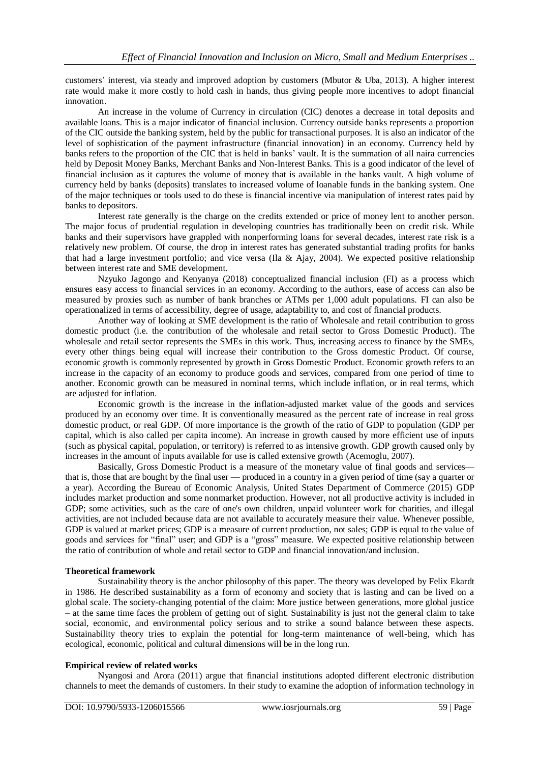customers' interest, via steady and improved adoption by customers (Mbutor & Uba, 2013). A higher interest rate would make it more costly to hold cash in hands, thus giving people more incentives to adopt financial innovation.

An increase in the volume of Currency in circulation (CIC) denotes a decrease in total deposits and available loans. This is a major indicator of financial inclusion. Currency outside banks represents a proportion of the CIC outside the banking system, held by the public for transactional purposes. It is also an indicator of the level of sophistication of the payment infrastructure (financial innovation) in an economy. Currency held by banks refers to the proportion of the CIC that is held in banks' vault. It is the summation of all naira currencies held by Deposit Money Banks, Merchant Banks and Non-Interest Banks. This is a good indicator of the level of financial inclusion as it captures the volume of money that is available in the banks vault. A high volume of currency held by banks (deposits) translates to increased volume of loanable funds in the banking system. One of the major techniques or tools used to do these is financial incentive via manipulation of interest rates paid by banks to depositors.

Interest rate generally is the charge on the credits extended or price of money lent to another person. The major focus of prudential regulation in developing countries has traditionally been on credit risk. While banks and their supervisors have grappled with nonperforming loans for several decades, interest rate risk is a relatively new problem. Of course, the drop in interest rates has generated substantial trading profits for banks that had a large investment portfolio; and vice versa (Ila & Ajay, 2004). We expected positive relationship between interest rate and SME development.

Nzyuko Jagongo and Kenyanya (2018) conceptualized financial inclusion (FI) as a process which ensures easy access to financial services in an economy. According to the authors, ease of access can also be measured by proxies such as number of bank branches or ATMs per 1,000 adult populations. FI can also be operationalized in terms of accessibility, degree of usage, adaptability to, and cost of financial products.

Another way of looking at SME development is the ratio of Wholesale and retail contribution to gross domestic product (i.e. the contribution of the wholesale and retail sector to Gross Domestic Product). The wholesale and retail sector represents the SMEs in this work. Thus, increasing access to finance by the SMEs, every other things being equal will increase their contribution to the Gross domestic Product. Of course, economic growth is commonly represented by growth in Gross Domestic Product. Economic growth refers to an increase in the capacity of an economy to produce goods and services, compared from one period of time to another. Economic growth can be measured in nominal terms, which include inflation, or in real terms, which are adjusted for inflation.

Economic growth is the increase in the inflation-adjusted market value of the goods and services produced by an economy over time. It is conventionally measured as the percent rate of increase in real gross domestic product, or real GDP. Of more importance is the growth of the ratio of GDP to population (GDP per capital, which is also called per capita income). An increase in growth caused by more efficient use of inputs (such as physical capital, population, or territory) is referred to as intensive growth. GDP growth caused only by increases in the amount of inputs available for use is called extensive growth (Acemoglu, 2007).

Basically, Gross Domestic Product is a measure of the monetary value of final goods and services—that is, those that are bought by the final user — produced in a country in a given period of time (say a quarter or a year). According the Bureau of Economic Analysis, United States Department of Commerce (2015) GDP includes market production and some nonmarket production. However, not all productive activity is included in GDP; some activities, such as the care of one's own children, unpaid volunteer work for charities, and illegal activities, are not included because data are not available to accurately measure their value. Whenever possible, GDP is valued at market prices; GDP is a measure of current production, not sales; GDP is equal to the value of goods and services for "final" user; and GDP is a "gross" measure. We expected positive relationship between the ratio of contribution of whole and retail sector to GDP and financial innovation/and inclusion.

**Theoretical framework**

Sustainability theory is the anchor philosophy of this paper. The theory was developed by Felix Ekardt in 1986. He described sustainability as a form of economy and society that is lasting and can be lived on a global scale. The society-changing potential of the claim: More justice between generations, more global justice – at the same time faces the problem of getting out of sight. Sustainability is just not the general claim to take social, economic, and environmental policy serious and to strike a sound balance between these aspects. Sustainability theory tries to explain the potential for long-term maintenance of well-being, which has ecological, economic, political and cultural dimensions will be in the long run.

**Empirical review of related works**

Nyangosi and Arora (2011) argue that financial institutions adopted different electronic distribution channels to meet the demands of customers. In their study to examine the adoption of information technology in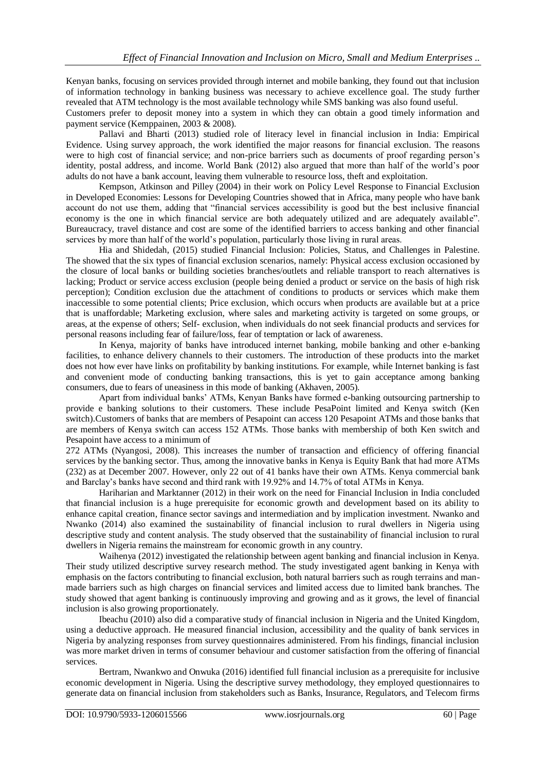Kenyan banks, focusing on services provided through internet and mobile banking, they found out that inclusion of information technology in banking business was necessary to achieve excellence goal. The study further revealed that ATM technology is the most available technology while SMS banking was also found useful. Customers prefer to deposit money into a system in which they can obtain a good timely information and payment service (Kemppainen, 2003 & 2008).

Pallavi and Bharti (2013) studied role of literacy level in financial inclusion in India: Empirical Evidence. Using survey approach, the work identified the major reasons for financial exclusion. The reasons were to high cost of financial service; and non-price barriers such as documents of proof regarding person's identity, postal address, and income. World Bank (2012) also argued that more than half of the world's poor adults do not have a bank account, leaving them vulnerable to resource loss, theft and exploitation.

Kempson, Atkinson and Pilley (2004) in their work on Policy Level Response to Financial Exclusion in Developed Economies: Lessons for Developing Countries showed that in Africa, many people who have bank account do not use them, adding that "financial services accessibility is good but the best inclusive financial economy is the one in which financial service are both adequately utilized and are adequately available". Bureaucracy, travel distance and cost are some of the identified barriers to access banking and other financial services by more than half of the world's population, particularly those living in rural areas.

Hia and Shidedah, (2015) studied Financial Inclusion: Policies, Status, and Challenges in Palestine. The showed that the six types of financial exclusion scenarios, namely: Physical access exclusion occasioned by the closure of local banks or building societies branches/outlets and reliable transport to reach alternatives is lacking; Product or service access exclusion (people being denied a product or service on the basis of high risk perception); Condition exclusion due the attachment of conditions to products or services which make them inaccessible to some potential clients; Price exclusion, which occurs when products are available but at a price that is unaffordable; Marketing exclusion, where sales and marketing activity is targeted on some groups, or areas, at the expense of others; Self- exclusion, when individuals do not seek financial products and services for personal reasons including fear of failure/loss, fear of temptation or lack of awareness.

In Kenya, majority of banks have introduced internet banking, mobile banking and other e-banking facilities, to enhance delivery channels to their customers. The introduction of these products into the market does not how ever have links on profitability by banking institutions. For example, while Internet banking is fast and convenient mode of conducting banking transactions, this is yet to gain acceptance among banking consumers, due to fears of uneasiness in this mode of banking (Akhaven, 2005).

Apart from individual banks' ATMs, Kenyan Banks have formed e-banking outsourcing partnership to provide e banking solutions to their customers. These include PesaPoint limited and Kenya switch (Ken switch).Customers of banks that are members of Pesapoint can access 120 Pesapoint ATMs and those banks that are members of Kenya switch can access 152 ATMs. Those banks with membership of both Ken switch and Pesapoint have access to a minimum of
272 ATMs (Nyangosi, 2008). This increases the number of transaction and efficiency of offering financial services by the banking sector. Thus, among the innovative banks in Kenya is Equity Bank that had more ATMs (232) as at December 2007. However, only 22 out of 41 banks have their own ATMs. Kenya commercial bank and Barclay's banks have second and third rank with 19.92% and 14.7% of total ATMs in Kenya.

Hariharian and Marktanner (2012) in their work on the need for Financial Inclusion in India concluded that financial inclusion is a huge prerequisite for economic growth and development based on its ability to enhance capital creation, finance sector savings and intermediation and by implication investment. Nwanko and Nwanko (2014) also examined the sustainability of financial inclusion to rural dwellers in Nigeria using descriptive study and content analysis. The study observed that the sustainability of financial inclusion to rural dwellers in Nigeria remains the mainstream for economic growth in any country.

Waihenya (2012) investigated the relationship between agent banking and financial inclusion in Kenya. Their study utilized descriptive survey research method. The study investigated agent banking in Kenya with emphasis on the factors contributing to financial exclusion, both natural barriers such as rough terrains and man-made barriers such as high charges on financial services and limited access due to limited bank branches. The study showed that agent banking is continuously improving and growing and as it grows, the level of financial inclusion is also growing proportionately.

Ibeachu (2010) also did a comparative study of financial inclusion in Nigeria and the United Kingdom, using a deductive approach. He measured financial inclusion, accessibility and the quality of bank services in Nigeria by analyzing responses from survey questionnaires administered. From his findings, financial inclusion was more market driven in terms of consumer behaviour and customer satisfaction from the offering of financial services.

Bertram, Nwankwo and Onwuka (2016) identified full financial inclusion as a prerequisite for inclusive economic development in Nigeria. Using the descriptive survey methodology, they employed questionnaires to generate data on financial inclusion from stakeholders such as Banks, Insurance, Regulators, and Telecom firms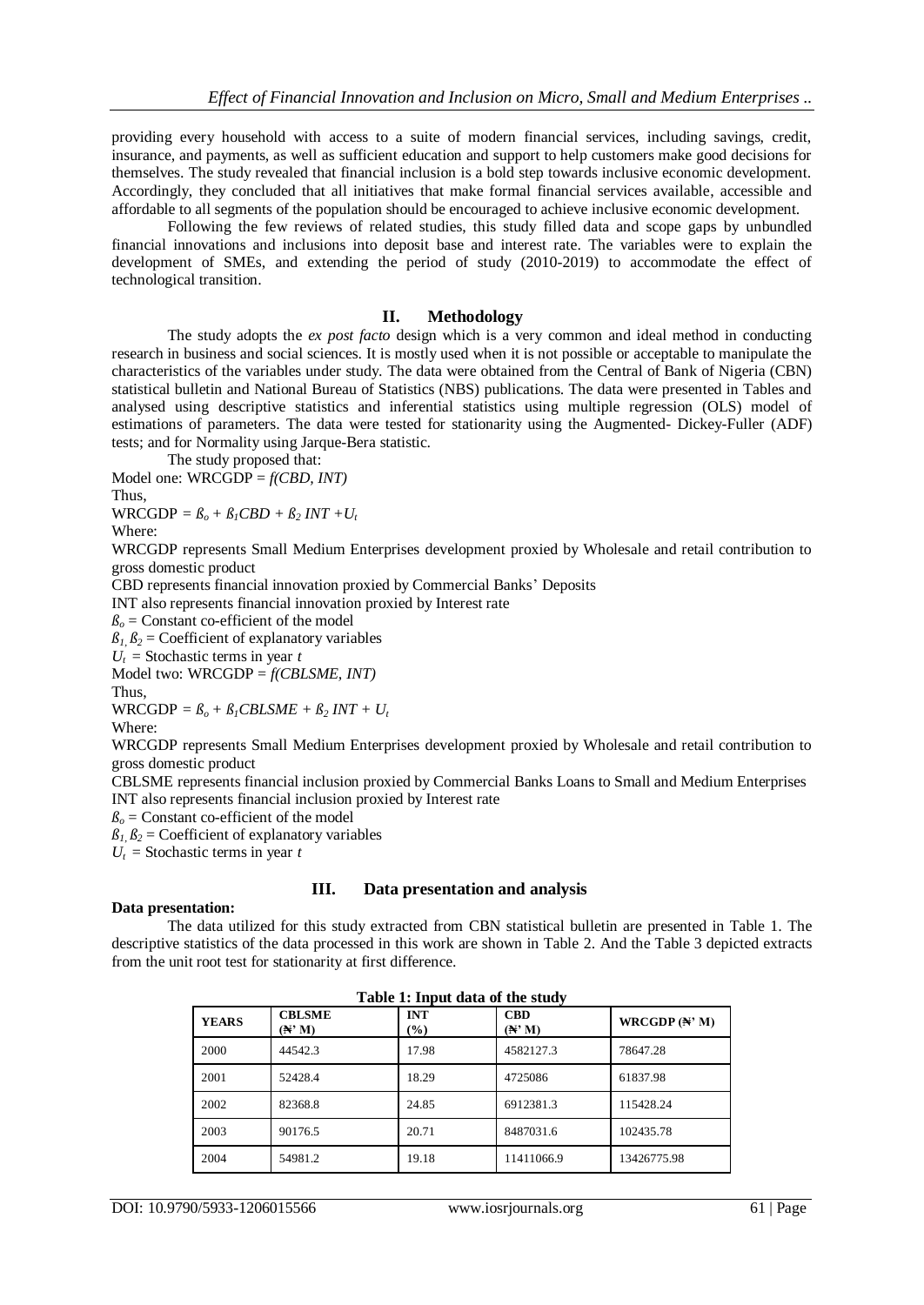providing every household with access to a suite of modern financial services, including savings, credit, insurance, and payments, as well as sufficient education and support to help customers make good decisions for themselves. The study revealed that financial inclusion is a bold step towards inclusive economic development. Accordingly, they concluded that all initiatives that make formal financial services available, accessible and affordable to all segments of the population should be encouraged to achieve inclusive economic development.

Following the few reviews of related studies, this study filled data and scope gaps by unbundled financial innovations and inclusions into deposit base and interest rate. The variables were to explain the development of SMEs, and extending the period of study (2010-2019) to accommodate the effect of technological transition.

## II. Methodology

The study adopts the *ex post facto* design which is a very common and ideal method in conducting research in business and social sciences. It is mostly used when it is not possible or acceptable to manipulate the characteristics of the variables under study. The data were obtained from the Central of Bank of Nigeria (CBN) statistical bulletin and National Bureau of Statistics (NBS) publications. The data were presented in Tables and analysed using descriptive statistics and inferential statistics using multiple regression (OLS) model of estimations of parameters. The data were tested for stationarity using the Augmented- Dickey-Fuller (ADF) tests; and for Normality using Jarque-Bera statistic.

The study proposed that:

Model one: WRCGDP = *f(CBD, INT)*

Thus,

$WRCGDP = ß_o + ß_1 CBD + ß_2 INT + U_t$

Where:

WRCGDP represents Small Medium Enterprises development proxied by Wholesale and retail contribution to gross domestic product

CBD represents financial innovation proxied by Commercial Banks' Deposits

INT also represents financial innovation proxied by Interest rate

$ß_o$ = Constant co-efficient of the model

$ß_1, ß_2$ = Coefficient of explanatory variables

$U_t$ = Stochastic terms in year *t*

Model two: WRCGDP = *f(CBLSME, INT)*

Thus,

$WRCGDP = ß_o + ß_1 CBLSME + ß_2 INT + U_t$

Where:

WRCGDP represents Small Medium Enterprises development proxied by Wholesale and retail contribution to gross domestic product

CBLSME represents financial inclusion proxied by Commercial Banks Loans to Small and Medium Enterprises

INT also represents financial inclusion proxied by Interest rate

$ß_o$ = Constant co-efficient of the model

$ß_1, ß_2$ = Coefficient of explanatory variables

$U_t$ = Stochastic terms in year *t*

## III. Data presentation and analysis

**Data presentation:**

The data utilized for this study extracted from CBN statistical bulletin are presented in Table 1. The descriptive statistics of the data processed in this work are shown in Table 2. And the Table 3 depicted extracts from the unit root test for stationarity at first difference.

**Table 1: Input data of the study**

| YEARS | CBLSME (₦' M) | INT (%) | CBD (₦' M) | WRCGDP (₦' M) |
|---|---|---|---|---|
| 2000 | 44542.3 | 17.98 | 4582127.3 | 78647.28 |
| 2001 | 52428.4 | 18.29 | 4725086 | 61837.98 |
| 2002 | 82368.8 | 24.85 | 6912381.3 | 115428.24 |
| 2003 | 90176.5 | 20.71 | 8487031.6 | 102435.78 |
| 2004 | 54981.2 | 19.18 | 11411066.9 | 13426775.98 |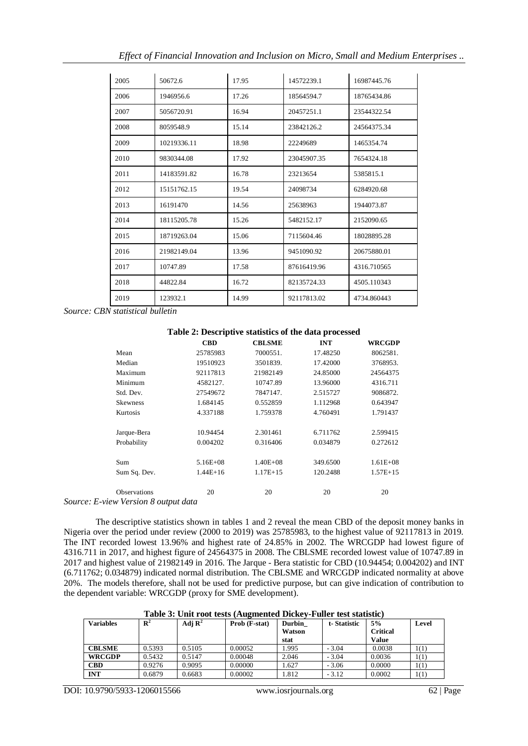| 2005 | 50672.6 | 17.95 | 14572239.1 | 16987445.76 |
|---|---|---|---|---|
| 2006 | 1946956.6 | 17.26 | 18564594.7 | 18765434.86 |
| 2007 | 5056720.91 | 16.94 | 20457251.1 | 23544322.54 |
| 2008 | 8059548.9 | 15.14 | 23842126.2 | 24564375.34 |
| 2009 | 10219336.11 | 18.98 | 22249689 | 1465354.74 |
| 2010 | 9830344.08 | 17.92 | 23045907.35 | 7654324.18 |
| 2011 | 14183591.82 | 16.78 | 23213654 | 5385815.1 |
| 2012 | 15151762.15 | 19.54 | 24098734 | 6284920.68 |
| 2013 | 16191470 | 14.56 | 25638963 | 1944073.87 |
| 2014 | 18115205.78 | 15.26 | 5482152.17 | 2152090.65 |
| 2015 | 18719263.04 | 15.06 | 7115604.46 | 18028895.28 |
| 2016 | 21982149.04 | 13.96 | 9451090.92 | 20675880.01 |
| 2017 | 10747.89 | 17.58 | 87616419.96 | 4316.710565 |
| 2018 | 44822.84 | 16.72 | 82135724.33 | 4505.110343 |
| 2019 | 123932.1 | 14.99 | 92117813.02 | 4734.860443 |

*Source: CBN statistical bulletin*

**Table 2: Descriptive statistics of the data processed**

| | CBD | CBLSME | INT | WRCGDP |
|---|---|---|---|---|
| Mean | 25785983 | 7000551. | 17.48250 | 8062581. |
| Median | 19510923 | 3501839. | 17.42000 | 3768953. |
| Maximum | 92117813 | 21982149 | 24.85000 | 24564375 |
| Minimum | 4582127. | 10747.89 | 13.96000 | 4316.711 |
| Std. Dev. | 27549672 | 7847147. | 2.515727 | 9086872. |
| Skewness | 1.684145 | 0.552859 | 1.112968 | 0.643947 |
| Kurtosis | 4.337188 | 1.759378 | 4.760491 | 1.791437 |
| Jarque-Bera | 10.94454 | 2.301461 | 6.711762 | 2.599415 |
| Probability | 0.004202 | 0.316406 | 0.034879 | 0.272612 |
| Sum | 5.16E+08 | 1.40E+08 | 349.6500 | 1.61E+08 |
| Sum Sq. Dev. | 1.44E+16 | 1.17E+15 | 120.2488 | 1.57E+15 |
| Observations | 20 | 20 | 20 | 20 |

*Source: E-view Version 8 output data*

The descriptive statistics shown in tables 1 and 2 reveal the mean CBD of the deposit money banks in Nigeria over the period under review (2000 to 2019) was 25785983, to the highest value of 92117813 in 2019. The INT recorded lowest 13.96% and highest rate of 24.85% in 2002. The WRCGDP had lowest figure of 4316.711 in 2017, and highest figure of 24564375 in 2008. The CBLSME recorded lowest value of 10747.89 in 2017 and highest value of 21982149 in 2016. The Jarque - Bera statistic for CBD (10.94454; 0.004202) and INT (6.711762; 0.034879) indicated normal distribution. The CBLSME and WRCGDP indicated normality at above 20%. The models therefore, shall not be used for predictive purpose, but can give indication of contribution to the dependent variable: WRCGDP (proxy for SME development).

**Table 3: Unit root tests (Augmented Dickey-Fuller test statistic)**

| Variables | $R^2$ | Adj $R^2$ | Prob (F-stat) | Durbin_ Watson stat | t- Statistic | 5% Critical Value | Level |
|---|---|---|---|---|---|---|---|
| **CBLSME** | 0.5393 | 0.5105 | 0.00052 | 1.995 | - 3.04 | 0.0038 | 1(1) |
| **WRCGDP** | 0.5432 | 0.5147 | 0.00048 | 2.046 | - 3.04 | 0.0036 | 1(1) |
| **CBD** | 0.9276 | 0.9095 | 0.00000 | 1.627 | - 3.06 | 0.0000 | 1(1) |
| **INT** | 0.6879 | 0.6683 | 0.00002 | 1.812 | - 3.12 | 0.0002 | 1(1) |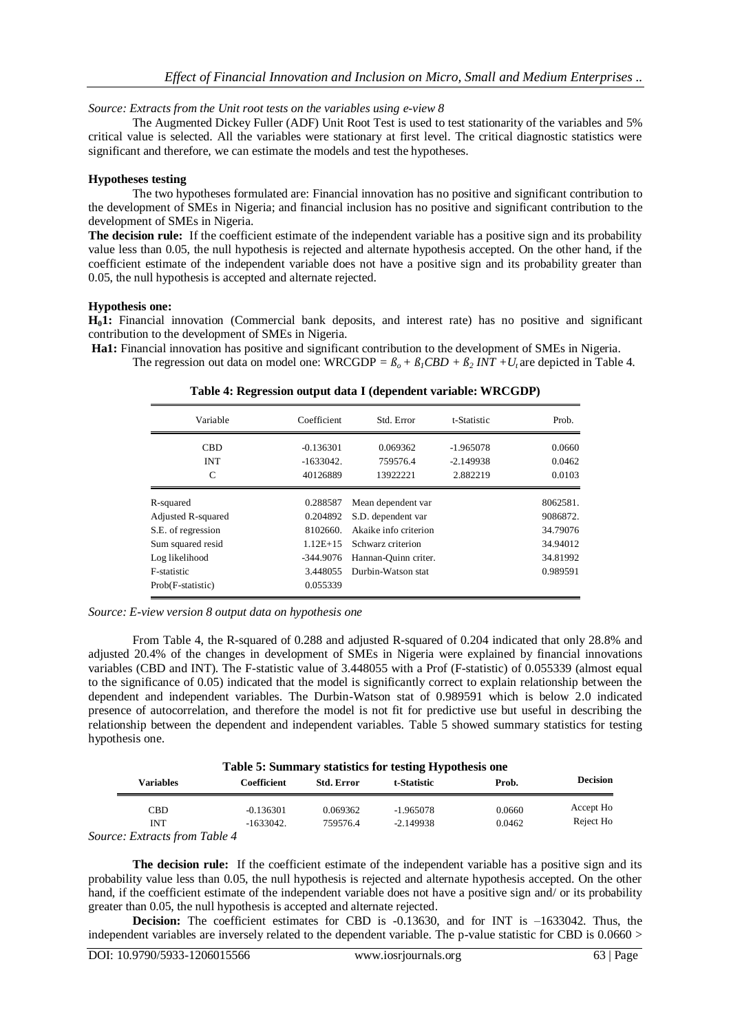*Source: Extracts from the Unit root tests on the variables using e-view 8*

The Augmented Dickey Fuller (ADF) Unit Root Test is used to test stationarity of the variables and 5% critical value is selected. All the variables were stationary at first level. The critical diagnostic statistics were significant and therefore, we can estimate the models and test the hypotheses.

**Hypotheses testing**

The two hypotheses formulated are: Financial innovation has no positive and significant contribution to the development of SMEs in Nigeria; and financial inclusion has no positive and significant contribution to the development of SMEs in Nigeria.

**The decision rule:** If the coefficient estimate of the independent variable has a positive sign and its probability value less than 0.05, the null hypothesis is rejected and alternate hypothesis accepted. On the other hand, if the coefficient estimate of the independent variable does not have a positive sign and its probability greater than 0.05, the null hypothesis is accepted and alternate rejected.

**Hypothesis one:**

**$H_0$1:** Financial innovation (Commercial bank deposits, and interest rate) has no positive and significant contribution to the development of SMEs in Nigeria.

**Ha1:** Financial innovation has positive and significant contribution to the development of SMEs in Nigeria.

The regression out data on model one: $WRCGDP = ß_o + ß_1CBD + ß_2\ INT + U_t$ are depicted in Table 4.

**Table 4: Regression output data I (dependent variable: WRCGDP)**

| Variable | Coefficient | Std. Error | t-Statistic | Prob. |
|---|---|---|---|---|
| CBD | -0.136301 | 0.069362 | -1.965078 | 0.0660 |
| INT | -1633042. | 759576.4 | -2.149938 | 0.0462 |
| C | 40126889 | 13922221 | 2.882219 | 0.0103 |
| R-squared | 0.288587 | Mean dependent var | | 8062581. |
| Adjusted R-squared | 0.204892 | S.D. dependent var | | 9086872. |
| S.E. of regression | 8102660. | Akaike info criterion | | 34.79076 |
| Sum squared resid | 1.12E+15 | Schwarz criterion | | 34.94012 |
| Log likelihood | -344.9076 | Hannan-Quinn criter. | | 34.81992 |
| F-statistic | 3.448055 | Durbin-Watson stat | | 0.989591 |
| Prob(F-statistic) | 0.055339 | | | |

*Source: E-view version 8 output data on hypothesis one*

From Table 4, the R-squared of 0.288 and adjusted R-squared of 0.204 indicated that only 28.8% and adjusted 20.4% of the changes in development of SMEs in Nigeria were explained by financial innovations variables (CBD and INT). The F-statistic value of 3.448055 with a Prof (F-statistic) of 0.055339 (almost equal to the significance of 0.05) indicated that the model is significantly correct to explain relationship between the dependent and independent variables. The Durbin-Watson stat of 0.989591 which is below 2.0 indicated presence of autocorrelation, and therefore the model is not fit for predictive use but useful in describing the relationship between the dependent and independent variables. Table 5 showed summary statistics for testing hypothesis one.

**Table 5: Summary statistics for testing Hypothesis one**

| Variables | Coefficient | Std. Error | t-Statistic | Prob. | Decision |
|---|---|---|---|---|---|
| CBD | -0.136301 | 0.069362 | -1.965078 | 0.0660 | Accept Ho |
| INT | -1633042. | 759576.4 | -2.149938 | 0.0462 | Reject Ho |

*Source: Extracts from Table 4*

**The decision rule:** If the coefficient estimate of the independent variable has a positive sign and its probability value less than 0.05, the null hypothesis is rejected and alternate hypothesis accepted. On the other hand, if the coefficient estimate of the independent variable does not have a positive sign and/ or its probability greater than 0.05, the null hypothesis is accepted and alternate rejected.

**Decision:** The coefficient estimates for CBD is -0.13630, and for INT is –1633042. Thus, the independent variables are inversely related to the dependent variable. The p-value statistic for CBD is 0.0660 >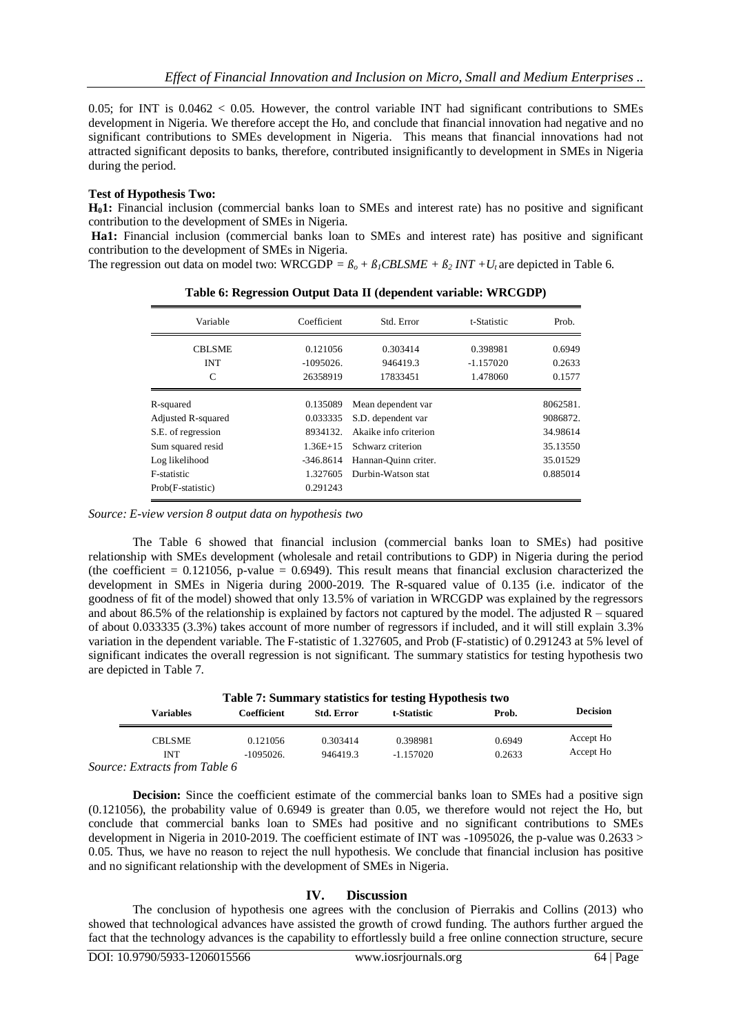0.05; for INT is 0.0462 < 0.05. However, the control variable INT had significant contributions to SMEs development in Nigeria. We therefore accept the Ho, and conclude that financial innovation had negative and no significant contributions to SMEs development in Nigeria. This means that financial innovations had not attracted significant deposits to banks, therefore, contributed insignificantly to development in SMEs in Nigeria during the period.

**Test of Hypothesis Two:**

**$H_0$1:** Financial inclusion (commercial banks loan to SMEs and interest rate) has no positive and significant contribution to the development of SMEs in Nigeria.

**Ha1:** Financial inclusion (commercial banks loan to SMEs and interest rate) has positive and significant contribution to the development of SMEs in Nigeria.

The regression out data on model two: WRCGDP = $ß_o + ß_1CBLSME + ß_2\ INT + U_t$ are depicted in Table 6.

**Table 6: Regression Output Data II (dependent variable: WRCGDP)**

| Variable | Coefficient | Std. Error | t-Statistic | Prob. |
|---|---|---|---|---|
| CBLSME | 0.121056 | 0.303414 | 0.398981 | 0.6949 |
| INT | -1095026. | 946419.3 | -1.157020 | 0.2633 |
| C | 26358919 | 17833451 | 1.478060 | 0.1577 |
| R-squared | 0.135089 | Mean dependent var | | 8062581. |
| Adjusted R-squared | 0.033335 | S.D. dependent var | | 9086872. |
| S.E. of regression | 8934132. | Akaike info criterion | | 34.98614 |
| Sum squared resid | 1.36E+15 | Schwarz criterion | | 35.13550 |
| Log likelihood | -346.8614 | Hannan-Quinn criter. | | 35.01529 |
| F-statistic | 1.327605 | Durbin-Watson stat | | 0.885014 |
| Prob(F-statistic) | 0.291243 | | | |

*Source: E-view version 8 output data on hypothesis two*

The Table 6 showed that financial inclusion (commercial banks loan to SMEs) had positive relationship with SMEs development (wholesale and retail contributions to GDP) in Nigeria during the period (the coefficient = 0.121056, p-value = 0.6949). This result means that financial exclusion characterized the development in SMEs in Nigeria during 2000-2019. The R-squared value of 0.135 (i.e. indicator of the goodness of fit of the model) showed that only 13.5% of variation in WRCGDP was explained by the regressors and about 86.5% of the relationship is explained by factors not captured by the model. The adjusted R – squared of about 0.033335 (3.3%) takes account of more number of regressors if included, and it will still explain 3.3% variation in the dependent variable. The F-statistic of 1.327605, and Prob (F-statistic) of 0.291243 at 5% level of significant indicates the overall regression is not significant. The summary statistics for testing hypothesis two are depicted in Table 7.

**Table 7: Summary statistics for testing Hypothesis two**

| Variables | Coefficient | Std. Error | t-Statistic | Prob. | Decision |
|---|---|---|---|---|---|
| CBLSME | 0.121056 | 0.303414 | 0.398981 | 0.6949 | Accept Ho |
| INT | -1095026. | 946419.3 | -1.157020 | 0.2633 | Accept Ho |

*Source: Extracts from Table 6*

**Decision:** Since the coefficient estimate of the commercial banks loan to SMEs had a positive sign (0.121056), the probability value of 0.6949 is greater than 0.05, we therefore would not reject the Ho, but conclude that commercial banks loan to SMEs had positive and no significant contributions to SMEs development in Nigeria in 2010-2019. The coefficient estimate of INT was -1095026, the p-value was 0.2633 > 0.05. Thus, we have no reason to reject the null hypothesis. We conclude that financial inclusion has positive and no significant relationship with the development of SMEs in Nigeria.

## IV. Discussion

The conclusion of hypothesis one agrees with the conclusion of Pierrakis and Collins (2013) who showed that technological advances have assisted the growth of crowd funding. The authors further argued the fact that the technology advances is the capability to effortlessly build a free online connection structure, secure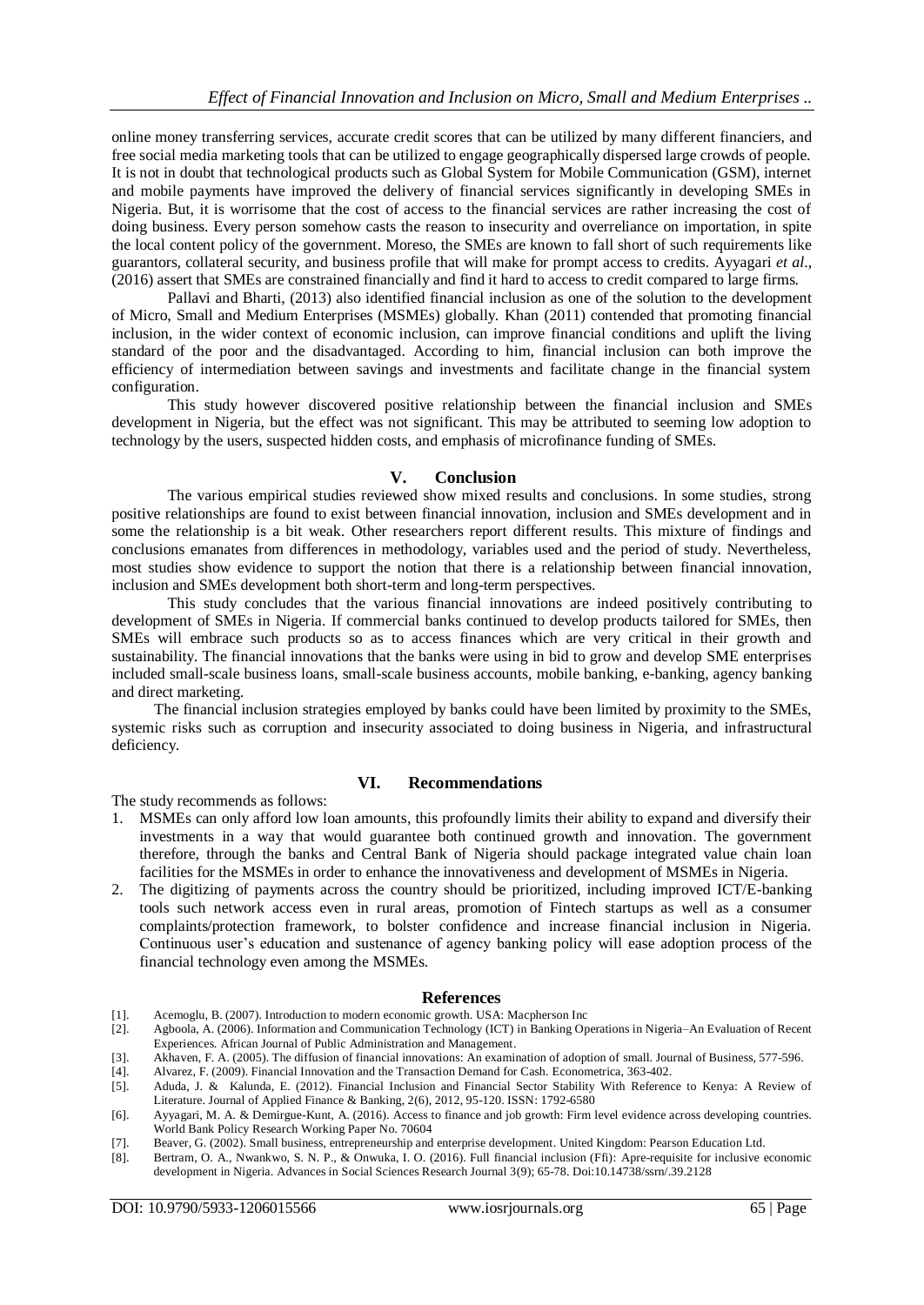online money transferring services, accurate credit scores that can be utilized by many different financiers, and free social media marketing tools that can be utilized to engage geographically dispersed large crowds of people. It is not in doubt that technological products such as Global System for Mobile Communication (GSM), internet and mobile payments have improved the delivery of financial services significantly in developing SMEs in Nigeria. But, it is worrisome that the cost of access to the financial services are rather increasing the cost of doing business. Every person somehow casts the reason to insecurity and overreliance on importation, in spite the local content policy of the government. Moreso, the SMEs are known to fall short of such requirements like guarantors, collateral security, and business profile that will make for prompt access to credits. Ayyagari *et al*., (2016) assert that SMEs are constrained financially and find it hard to access to credit compared to large firms.

Pallavi and Bharti, (2013) also identified financial inclusion as one of the solution to the development of Micro, Small and Medium Enterprises (MSMEs) globally. Khan (2011) contended that promoting financial inclusion, in the wider context of economic inclusion, can improve financial conditions and uplift the living standard of the poor and the disadvantaged. According to him, financial inclusion can both improve the efficiency of intermediation between savings and investments and facilitate change in the financial system configuration.

This study however discovered positive relationship between the financial inclusion and SMEs development in Nigeria, but the effect was not significant. This may be attributed to seeming low adoption to technology by the users, suspected hidden costs, and emphasis of microfinance funding of SMEs.

## V. Conclusion

The various empirical studies reviewed show mixed results and conclusions. In some studies, strong positive relationships are found to exist between financial innovation, inclusion and SMEs development and in some the relationship is a bit weak. Other researchers report different results. This mixture of findings and conclusions emanates from differences in methodology, variables used and the period of study. Nevertheless, most studies show evidence to support the notion that there is a relationship between financial innovation, inclusion and SMEs development both short-term and long-term perspectives.

This study concludes that the various financial innovations are indeed positively contributing to development of SMEs in Nigeria. If commercial banks continued to develop products tailored for SMEs, then SMEs will embrace such products so as to access finances which are very critical in their growth and sustainability. The financial innovations that the banks were using in bid to grow and develop SME enterprises included small-scale business loans, small-scale business accounts, mobile banking, e-banking, agency banking and direct marketing.

The financial inclusion strategies employed by banks could have been limited by proximity to the SMEs, systemic risks such as corruption and insecurity associated to doing business in Nigeria, and infrastructural deficiency.

## VI. Recommendations

The study recommends as follows:

1. MSMEs can only afford low loan amounts, this profoundly limits their ability to expand and diversify their investments in a way that would guarantee both continued growth and innovation. The government therefore, through the banks and Central Bank of Nigeria should package integrated value chain loan facilities for the MSMEs in order to enhance the innovativeness and development of MSMEs in Nigeria.
2. The digitizing of payments across the country should be prioritized, including improved ICT/E-banking tools such network access even in rural areas, promotion of Fintech startups as well as a consumer complaints/protection framework, to bolster confidence and increase financial inclusion in Nigeria. Continuous user's education and sustenance of agency banking policy will ease adoption process of the financial technology even among the MSMEs.

## References

[1]. Acemoglu, B. (2007). Introduction to modern economic growth. USA: Macpherson Inc

[2]. Agboola, A. (2006). Information and Communication Technology (ICT) in Banking Operations in Nigeria–An Evaluation of Recent Experiences. African Journal of Public Administration and Management.

[3]. Akhaven, F. A. (2005). The diffusion of financial innovations: An examination of adoption of small. Journal of Business, 577-596.

[4]. Alvarez, F. (2009). Financial Innovation and the Transaction Demand for Cash. Econometrica, 363-402.

[5]. Aduda, J. & Kalunda, E. (2012). Financial Inclusion and Financial Sector Stability With Reference to Kenya: A Review of Literature. Journal of Applied Finance & Banking, 2(6), 2012, 95-120. ISSN: 1792-6580

[6]. Ayyagari, M. A. & Demirgue-Kunt, A. (2016). Access to finance and job growth: Firm level evidence across developing countries. World Bank Policy Research Working Paper No. 70604

[7]. Beaver, G. (2002). Small business, entrepreneurship and enterprise development. United Kingdom: Pearson Education Ltd.

[8]. Bertram, O. A., Nwankwo, S. N. P., & Onwuka, I. O. (2016). Full financial inclusion (Ffi): Apre-requisite for inclusive economic development in Nigeria. Advances in Social Sciences Research Journal 3(9); 65-78. Doi:10.14738/ssrn/.39.2128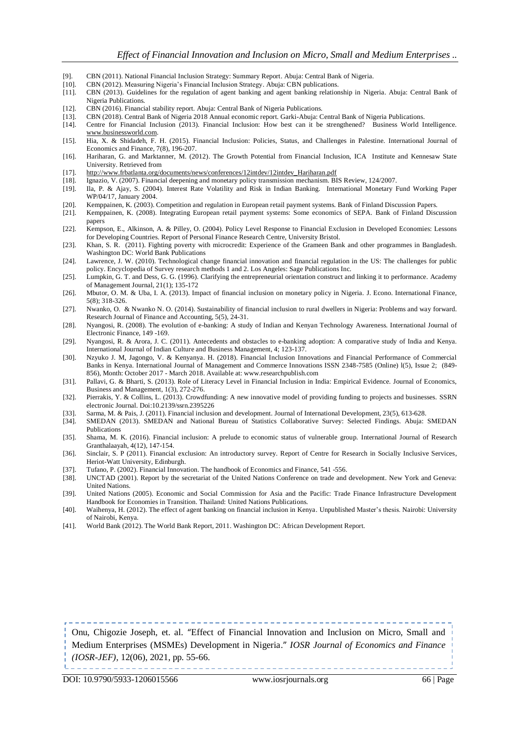[9]. CBN (2011). National Financial Inclusion Strategy: Summary Report. Abuja: Central Bank of Nigeria.

[10]. CBN (2012). Measuring Nigeria's Financial Inclusion Strategy. Abuja: CBN publications.

[11]. CBN (2013). Guidelines for the regulation of agent banking and agent banking relationship in Nigeria. Abuja: Central Bank of Nigeria Publications.

[12]. CBN (2016). Financial stability report. Abuja: Central Bank of Nigeria Publications.

[13]. CBN (2018). Central Bank of Nigeria 2018 Annual economic report. Garki-Abuja: Central Bank of Nigeria Publications.

[14]. Centre for Financial Inclusion (2013). Financial Inclusion: How best can it be strengthened? Business World Intelligence. www.businessworld.com.

[15]. Hia, X. & Shidadeh, F. H. (2015). Financial Inclusion: Policies, Status, and Challenges in Palestine. International Journal of Economics and Finance, 7(8), 196-207.

[16]. Hariharan, G. and Marktanner, M. (2012). The Growth Potential from Financial Inclusion, ICA Institute and Kennesaw State University. Retrieved from

[17]. http://www.frbatlanta.org/documents/news/conferences/12intdev/12intdev_Hariharan.pdf

[18]. Ignazio, V. (2007). Financial deepening and monetary policy transmission mechanism. BIS Review, 124/2007.

[19]. Ila, P. & Ajay, S. (2004). Interest Rate Volatility and Risk in Indian Banking. International Monetary Fund Working Paper WP/04/17, January 2004.

[20]. Kemppainen, K. (2003). Competition and regulation in European retail payment systems. Bank of Finland Discussion Papers.

[21]. Kemppainen, K. (2008). Integrating European retail payment systems: Some economics of SEPA. Bank of Finland Discussion papers

[22]. Kempson, E., Alkinson, A. & Pilley, O. (2004). Policy Level Response to Financial Exclusion in Developed Economies: Lessons for Developing Countries. Report of Personal Finance Research Centre, University Bristol.

[23]. Khan, S. R. (2011). Fighting poverty with microcredit: Experience of the Grameen Bank and other programmes in Bangladesh. Washington DC: World Bank Publications

[24]. Lawrence, J. W. (2010). Technological change financial innovation and financial regulation in the US: The challenges for public policy. Encyclopedia of Survey research methods 1 and 2. Los Angeles: Sage Publications Inc.

[25]. Lumpkin, G. T. and Dess, G. G. (1996). Clarifying the entrepreneurial orientation construct and linking it to performance. Academy of Management Journal, 21(1); 135-172

[26]. Mbutor, O. M. & Uba, I. A. (2013). Impact of financial inclusion on monetary policy in Nigeria. J. Econo. International Finance, 5(8); 318-326.

[27]. Nwanko, O. & Nwanko N. O. (2014). Sustainability of financial inclusion to rural dwellers in Nigeria: Problems and way forward. Research Journal of Finance and Accounting, 5(5), 24-31.

[28]. Nyangosi, R. (2008). The evolution of e-banking: A study of Indian and Kenyan Technology Awareness. International Journal of Electronic Finance, 149 -169.

[29]. Nyangosi, R. & Arora, J. C. (2011). Antecedents and obstacles to e-banking adoption: A comparative study of India and Kenya. International Journal of Indian Culture and Business Management, 4; 123-137.

[30]. Nzyuko J. M, Jagongo, V. & Kenyanya. H. (2018). Financial Inclusion Innovations and Financial Performance of Commercial Banks in Kenya. International Journal of Management and Commerce Innovations ISSN 2348-7585 (Online) l(5), Issue 2; (849-856), Month: October 2017 - March 2018. Available at: www.researchpublish.com

[31]. Pallavi, G. & Bharti, S. (2013). Role of Literacy Level in Financial Inclusion in India: Empirical Evidence. Journal of Economics, Business and Management, 1(3), 272-276.

[32]. Pierrakis, Y. & Collins, L. (2013). Crowdfunding: A new innovative model of providing funding to projects and businesses. SSRN electronic Journal. Doi:10.2139/ssrn.2395226

[33]. Sarma, M. & Pais, J. (2011). Financial inclusion and development. Journal of International Development, 23(5), 613-628.

[34]. SMEDAN (2013). SMEDAN and National Bureau of Statistics Collaborative Survey: Selected Findings. Abuja: SMEDAN Publications

[35]. Shama, M. K. (2016). Financial inclusion: A prelude to economic status of vulnerable group. International Journal of Research Granthalaayah, 4(12), 147-154.

[36]. Sinclair, S. P (2011). Financial exclusion: An introductory survey. Report of Centre for Research in Socially Inclusive Services, Heriot-Watt University, Edinburgh.

[37]. Tufano, P. (2002). Financial Innovation. The handbook of Economics and Finance, 541 -556.

[38]. UNCTAD (2001). Report by the secretariat of the United Nations Conference on trade and development. New York and Geneva: United Nations.

[39]. United Nations (2005). Economic and Social Commission for Asia and the Pacific: Trade Finance Infrastructure Development Handbook for Economies in Transition. Thailand: United Nations Publications.

[40]. Waihenya, H. (2012). The effect of agent banking on financial inclusion in Kenya. Unpublished Master's thesis. Nairobi: University of Nairobi, Kenya.

[41]. World Bank (2012). The World Bank Report, 2011. Washington DC: African Development Report.

Onu, Chigozie Joseph, et. al. "Effect of Financial Innovation and Inclusion on Micro, Small and Medium Enterprises (MSMEs) Development in Nigeria." *IOSR Journal of Economics and Finance (IOSR-JEF)*, 12(06), 2021, pp. 55-66.